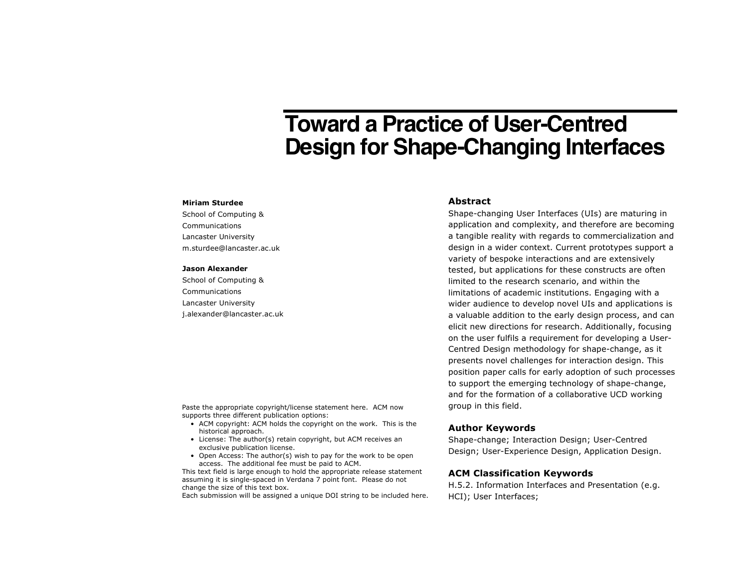# Toward a Practice of User-Centred Design for Shape-Changing Interfaces

**Miriam Sturdee**
School of Computing & Communications
Lancaster University
m.sturdee@lancaster.ac.uk

**Jason Alexander**
School of Computing & Communications
Lancaster University
j.alexander@lancaster.ac.uk

Paste the appropriate copyright/license statement here. ACM now supports three different publication options:

- ACM copyright: ACM holds the copyright on the work. This is the historical approach.
- License: The author(s) retain copyright, but ACM receives an exclusive publication license.
- Open Access: The author(s) wish to pay for the work to be open access. The additional fee must be paid to ACM.

This text field is large enough to hold the appropriate release statement assuming it is single-spaced in Verdana 7 point font. Please do not change the size of this text box.
Each submission will be assigned a unique DOI string to be included here.

## Abstract

Shape-changing User Interfaces (UIs) are maturing in application and complexity, and therefore are becoming a tangible reality with regards to commercialization and design in a wider context. Current prototypes support a variety of bespoke interactions and are extensively tested, but applications for these constructs are often limited to the research scenario, and within the limitations of academic institutions. Engaging with a wider audience to develop novel UIs and applications is a valuable addition to the early design process, and can elicit new directions for research. Additionally, focusing on the user fulfils a requirement for developing a User-Centred Design methodology for shape-change, as it presents novel challenges for interaction design. This position paper calls for early adoption of such processes to support the emerging technology of shape-change, and for the formation of a collaborative UCD working group in this field.

## Author Keywords

Shape-change; Interaction Design; User-Centred Design; User-Experience Design, Application Design.

## ACM Classification Keywords

H.5.2. Information Interfaces and Presentation (e.g. HCI); User Interfaces;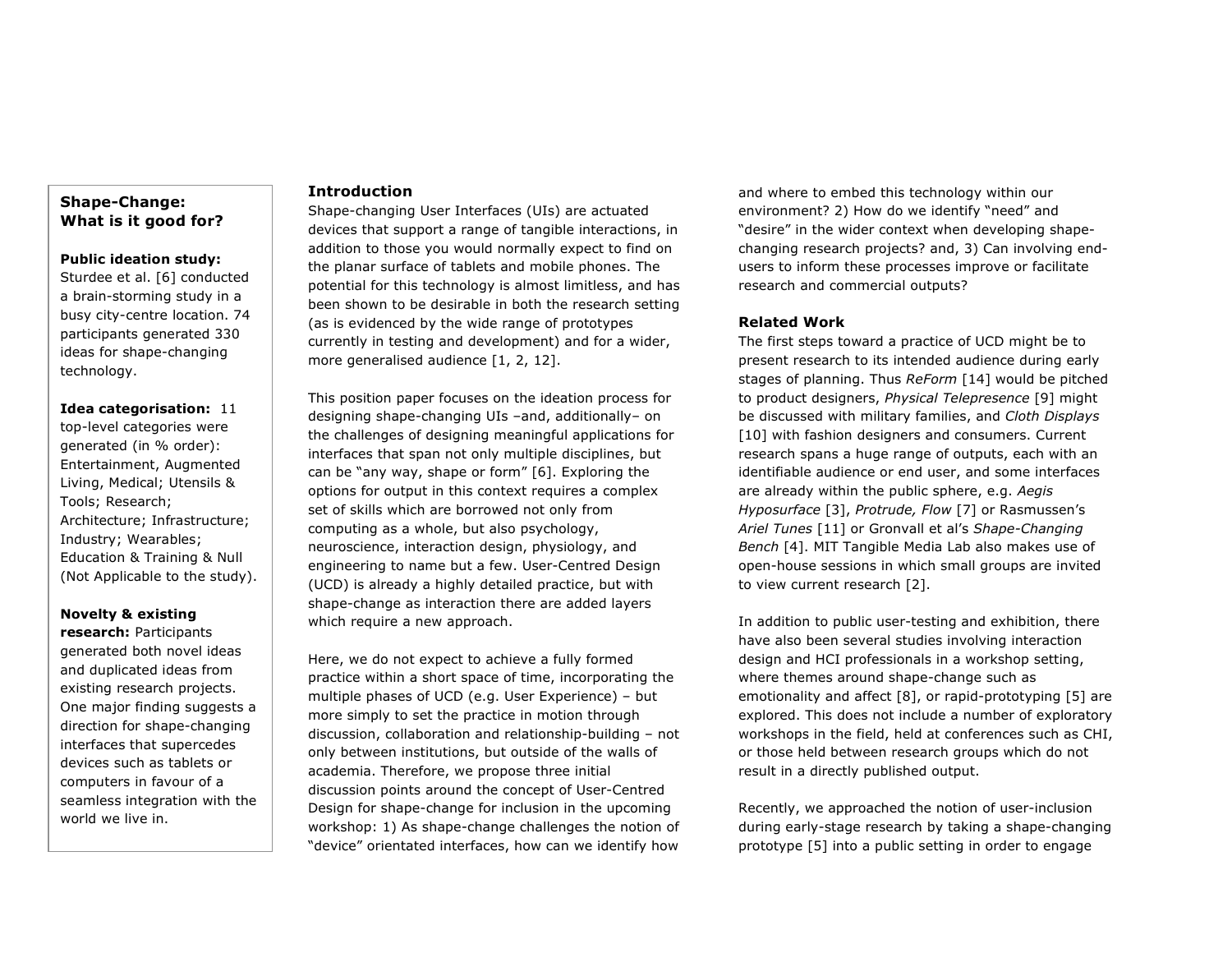**Shape-Change: What is it good for?**

**Public ideation study:** Sturdee et al. [6] conducted a brain-storming study in a busy city-centre location. 74 participants generated 330 ideas for shape-changing technology.

**Idea categorisation:** 11 top-level categories were generated (in % order): Entertainment, Augmented Living, Medical; Utensils & Tools; Research; Architecture; Infrastructure; Industry; Wearables; Education & Training & Null (Not Applicable to the study).

**Novelty & existing research:** Participants generated both novel ideas and duplicated ideas from existing research projects. One major finding suggests a direction for shape-changing interfaces that supercedes devices such as tablets or computers in favour of a seamless integration with the world we live in.

## Introduction

Shape-changing User Interfaces (UIs) are actuated devices that support a range of tangible interactions, in addition to those you would normally expect to find on the planar surface of tablets and mobile phones. The potential for this technology is almost limitless, and has been shown to be desirable in both the research setting (as is evidenced by the wide range of prototypes currently in testing and development) and for a wider, more generalised audience [1, 2, 12].

This position paper focuses on the ideation process for designing shape-changing UIs –and, additionally– on the challenges of designing meaningful applications for interfaces that span not only multiple disciplines, but can be "any way, shape or form" [6]. Exploring the options for output in this context requires a complex set of skills which are borrowed not only from computing as a whole, but also psychology, neuroscience, interaction design, physiology, and engineering to name but a few. User-Centred Design (UCD) is already a highly detailed practice, but with shape-change as interaction there are added layers which require a new approach.

Here, we do not expect to achieve a fully formed practice within a short space of time, incorporating the multiple phases of UCD (e.g. User Experience) – but more simply to set the practice in motion through discussion, collaboration and relationship-building – not only between institutions, but outside of the walls of academia. Therefore, we propose three initial discussion points around the concept of User-Centred Design for shape-change for inclusion in the upcoming workshop: 1) As shape-change challenges the notion of "device" orientated interfaces, how can we identify how and where to embed this technology within our environment? 2) How do we identify "need" and "desire" in the wider context when developing shape-changing research projects? and, 3) Can involving end-users to inform these processes improve or facilitate research and commercial outputs?

## Related Work

The first steps toward a practice of UCD might be to present research to its intended audience during early stages of planning. Thus *ReForm* [14] would be pitched to product designers, *Physical Telepresence* [9] might be discussed with military families, and *Cloth Displays* [10] with fashion designers and consumers. Current research spans a huge range of outputs, each with an identifiable audience or end user, and some interfaces are already within the public sphere, e.g. *Aegis Hyposurface* [3], *Protrude, Flow* [7] or Rasmussen's *Ariel Tunes* [11] or Gronvall et al's *Shape-Changing Bench* [4]. MIT Tangible Media Lab also makes use of open-house sessions in which small groups are invited to view current research [2].

In addition to public user-testing and exhibition, there have also been several studies involving interaction design and HCI professionals in a workshop setting, where themes around shape-change such as emotionality and affect [8], or rapid-prototyping [5] are explored. This does not include a number of exploratory workshops in the field, held at conferences such as CHI, or those held between research groups which do not result in a directly published output.

Recently, we approached the notion of user-inclusion during early-stage research by taking a shape-changing prototype [5] into a public setting in order to engage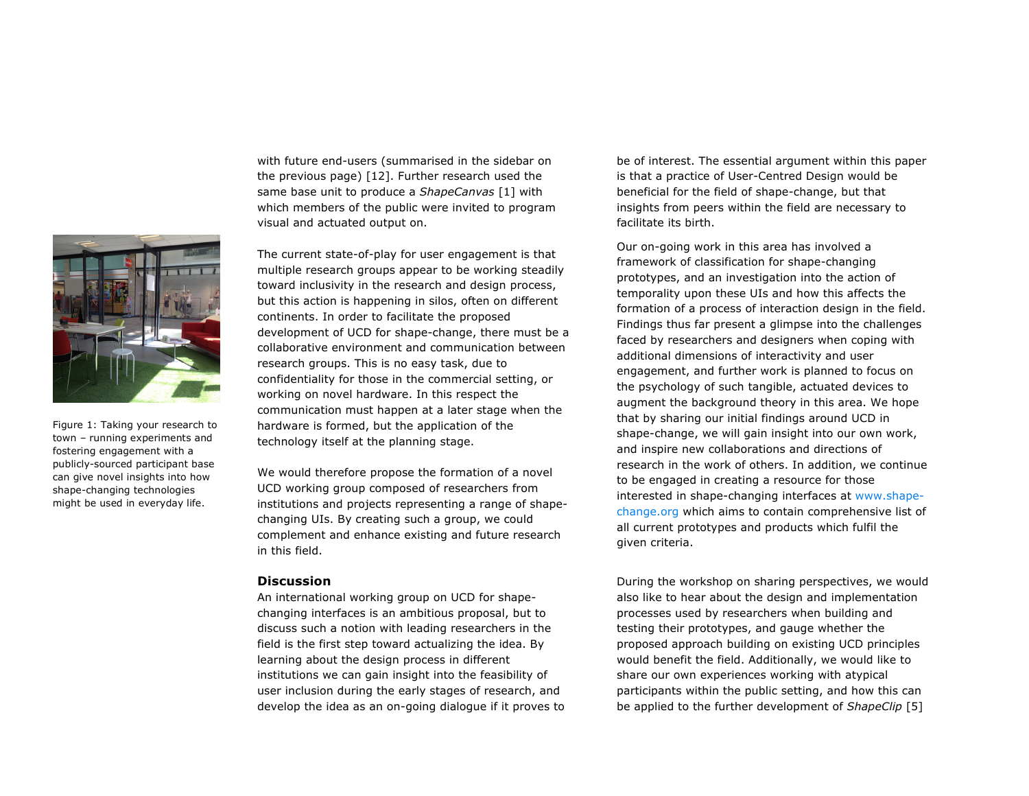with future end-users (summarised in the sidebar on the previous page) [12]. Further research used the same base unit to produce a *ShapeCanvas* [1] with which members of the public were invited to program visual and actuated output on.

Figure 1: Taking your research to town – running experiments and fostering engagement with a publicly-sourced participant base can give novel insights into how shape-changing technologies might be used in everyday life.

The current state-of-play for user engagement is that multiple research groups appear to be working steadily toward inclusivity in the research and design process, but this action is happening in silos, often on different continents. In order to facilitate the proposed development of UCD for shape-change, there must be a collaborative environment and communication between research groups. This is no easy task, due to confidentiality for those in the commercial setting, or working on novel hardware. In this respect the communication must happen at a later stage when the hardware is formed, but the application of the technology itself at the planning stage.

We would therefore propose the formation of a novel UCD working group composed of researchers from institutions and projects representing a range of shape-changing UIs. By creating such a group, we could complement and enhance existing and future research in this field.

## Discussion

An international working group on UCD for shape-changing interfaces is an ambitious proposal, but to discuss such a notion with leading researchers in the field is the first step toward actualizing the idea. By learning about the design process in different institutions we can gain insight into the feasibility of user inclusion during the early stages of research, and develop the idea as an on-going dialogue if it proves to be of interest. The essential argument within this paper is that a practice of User-Centred Design would be beneficial for the field of shape-change, but that insights from peers within the field are necessary to facilitate its birth.

Our on-going work in this area has involved a framework of classification for shape-changing prototypes, and an investigation into the action of temporality upon these UIs and how this affects the formation of a process of interaction design in the field. Findings thus far present a glimpse into the challenges faced by researchers and designers when coping with additional dimensions of interactivity and user engagement, and further work is planned to focus on the psychology of such tangible, actuated devices to augment the background theory in this area. We hope that by sharing our initial findings around UCD in shape-change, we will gain insight into our own work, and inspire new collaborations and directions of research in the work of others. In addition, we continue to be engaged in creating a resource for those interested in shape-changing interfaces at www.shape-change.org which aims to contain comprehensive list of all current prototypes and products which fulfil the given criteria.

During the workshop on sharing perspectives, we would also like to hear about the design and implementation processes used by researchers when building and testing their prototypes, and gauge whether the proposed approach building on existing UCD principles would benefit the field. Additionally, we would like to share our own experiences working with atypical participants within the public setting, and how this can be applied to the further development of *ShapeClip* [5]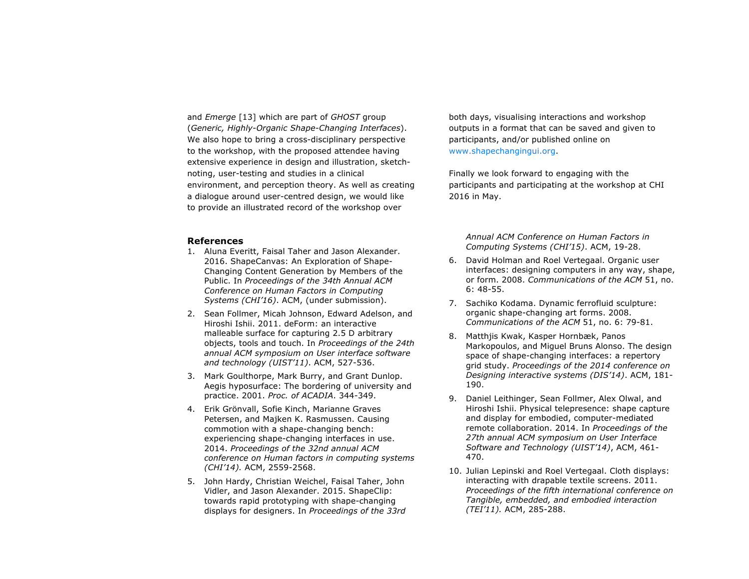and *Emerge* [13] which are part of *GHOST* group (*Generic, Highly-Organic Shape-Changing Interfaces*). We also hope to bring a cross-disciplinary perspective to the workshop, with the proposed attendee having extensive experience in design and illustration, sketch-noting, user-testing and studies in a clinical environment, and perception theory. As well as creating a dialogue around user-centred design, we would like to provide an illustrated record of the workshop over both days, visualising interactions and workshop outputs in a format that can be saved and given to participants, and/or published online on www.shapechangingui.org.

Finally we look forward to engaging with the participants and participating at the workshop at CHI 2016 in May.

## References

1. Aluna Everitt, Faisal Taher and Jason Alexander. 2016. ShapeCanvas: An Exploration of Shape-Changing Content Generation by Members of the Public. In *Proceedings of the 34th Annual ACM Conference on Human Factors in Computing Systems (CHI'16)*. ACM, (under submission).
2. Sean Follmer, Micah Johnson, Edward Adelson, and Hiroshi Ishii. 2011. deForm: an interactive malleable surface for capturing 2.5 D arbitrary objects, tools and touch. In *Proceedings of the 24th annual ACM symposium on User interface software and technology (UIST'11)*. ACM, 527-536.
3. Mark Goulthorpe, Mark Burry, and Grant Dunlop. Aegis hyposurface: The bordering of university and practice. 2001. *Proc. of ACADIA*. 344-349.
4. Erik Grönvall, Sofie Kinch, Marianne Graves Petersen, and Majken K. Rasmussen. Causing commotion with a shape-changing bench: experiencing shape-changing interfaces in use. 2014. *Proceedings of the 32nd annual ACM conference on Human factors in computing systems (CHI'14).* ACM, 2559-2568.
5. John Hardy, Christian Weichel, Faisal Taher, John Vidler, and Jason Alexander. 2015. ShapeClip: towards rapid prototyping with shape-changing displays for designers. In *Proceedings of the 33rd Annual ACM Conference on Human Factors in Computing Systems (CHI'15)*. ACM, 19-28.
6. David Holman and Roel Vertegaal. Organic user interfaces: designing computers in any way, shape, or form. 2008. *Communications of the ACM* 51, no. 6: 48-55.
7. Sachiko Kodama. Dynamic ferrofluid sculpture: organic shape-changing art forms. 2008. *Communications of the ACM* 51, no. 6: 79-81.
8. Matthjis Kwak, Kasper Hornbæk, Panos Markopoulos, and Miguel Bruns Alonso. The design space of shape-changing interfaces: a repertory grid study. *Proceedings of the 2014 conference on Designing interactive systems (DIS'14)*. ACM, 181-190.
9. Daniel Leithinger, Sean Follmer, Alex Olwal, and Hiroshi Ishii. Physical telepresence: shape capture and display for embodied, computer-mediated remote collaboration. 2014. In *Proceedings of the 27th annual ACM symposium on User Interface Software and Technology (UIST'14)*, ACM, 461-470.
10. Julian Lepinski and Roel Vertegaal. Cloth displays: interacting with drapable textile screens. 2011. *Proceedings of the fifth international conference on Tangible, embedded, and embodied interaction (TEI'11).* ACM, 285-288.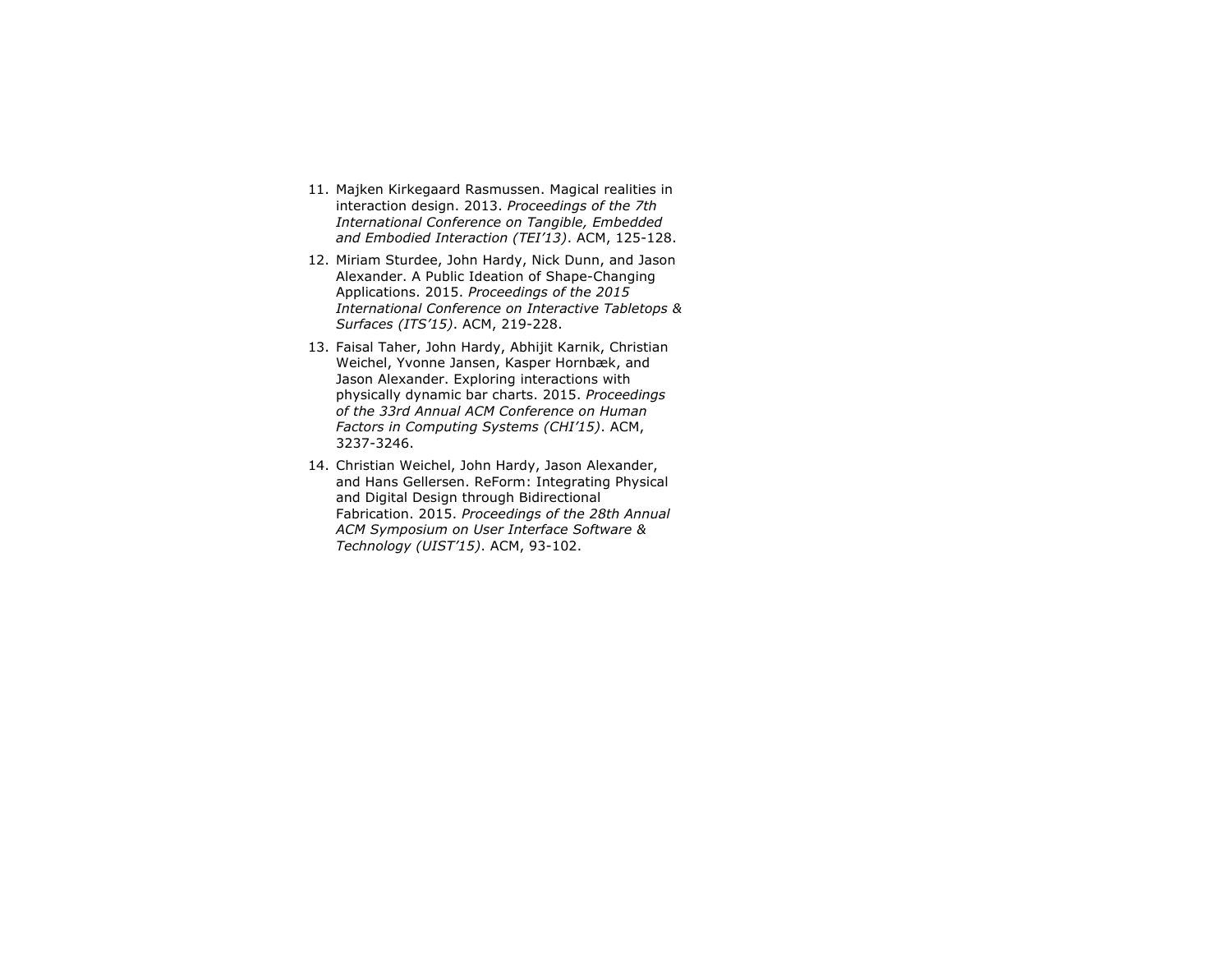11. Majken Kirkegaard Rasmussen. Magical realities in interaction design. 2013. *Proceedings of the 7th International Conference on Tangible, Embedded and Embodied Interaction (TEI'13)*. ACM, 125-128.
12. Miriam Sturdee, John Hardy, Nick Dunn, and Jason Alexander. A Public Ideation of Shape-Changing Applications. 2015. *Proceedings of the 2015 International Conference on Interactive Tabletops & Surfaces (ITS'15)*. ACM, 219-228.
13. Faisal Taher, John Hardy, Abhijit Karnik, Christian Weichel, Yvonne Jansen, Kasper Hornbæk, and Jason Alexander. Exploring interactions with physically dynamic bar charts. 2015. *Proceedings of the 33rd Annual ACM Conference on Human Factors in Computing Systems (CHI'15)*. ACM, 3237-3246.
14. Christian Weichel, John Hardy, Jason Alexander, and Hans Gellersen. ReForm: Integrating Physical and Digital Design through Bidirectional Fabrication. 2015. *Proceedings of the 28th Annual ACM Symposium on User Interface Software & Technology (UIST'15)*. ACM, 93-102.